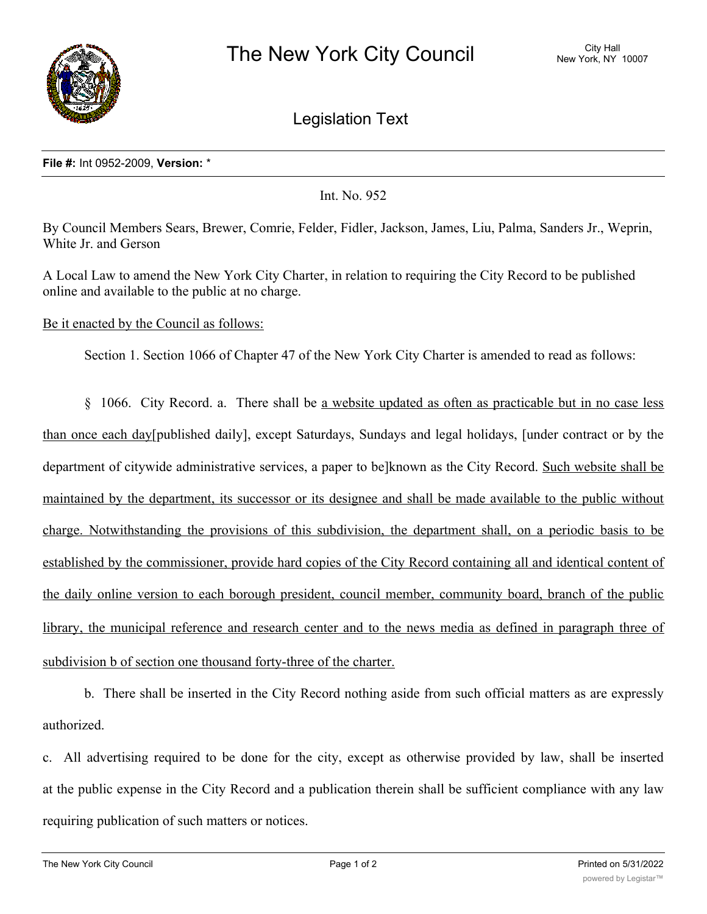# The New York City Council

City Hall
New York, NY 10007

## Legislation Text

**File #:** Int 0952-2009, **Version:** *

Int. No. 952

By Council Members Sears, Brewer, Comrie, Felder, Fidler, Jackson, James, Liu, Palma, Sanders Jr., Weprin, White Jr. and Gerson

A Local Law to amend the New York City Charter, in relation to requiring the City Record to be published online and available to the public at no charge.

Be it enacted by the Council as follows:

Section 1. Section 1066 of Chapter 47 of the New York City Charter is amended to read as follows:

§ 1066. City Record. a. There shall be a website updated as often as practicable but in no case less than once each day[published daily], except Saturdays, Sundays and legal holidays, [under contract or by the department of citywide administrative services, a paper to be]known as the City Record. Such website shall be maintained by the department, its successor or its designee and shall be made available to the public without charge. Notwithstanding the provisions of this subdivision, the department shall, on a periodic basis to be established by the commissioner, provide hard copies of the City Record containing all and identical content of the daily online version to each borough president, council member, community board, branch of the public library, the municipal reference and research center and to the news media as defined in paragraph three of subdivision b of section one thousand forty-three of the charter.

b. There shall be inserted in the City Record nothing aside from such official matters as are expressly authorized.

c. All advertising required to be done for the city, except as otherwise provided by law, shall be inserted at the public expense in the City Record and a publication therein shall be sufficient compliance with any law requiring publication of such matters or notices.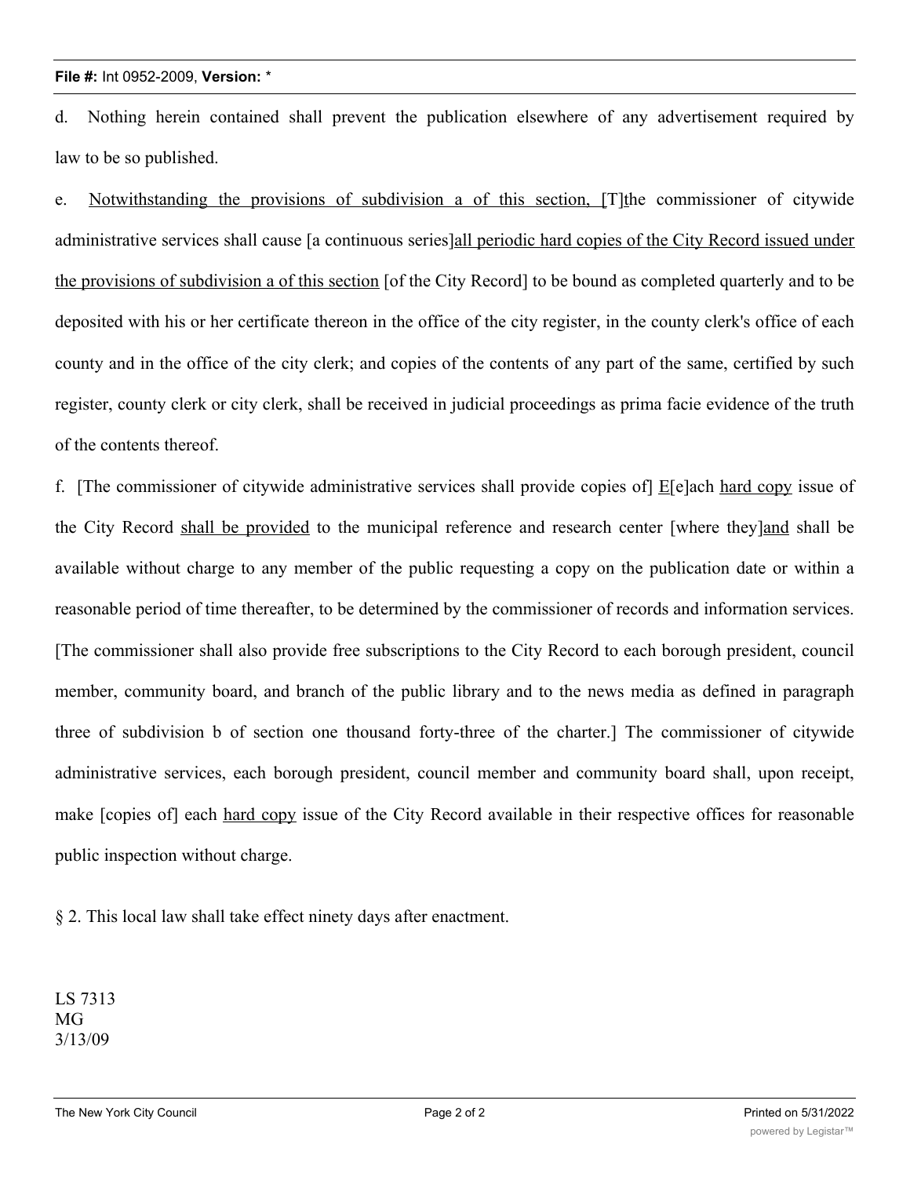d. Nothing herein contained shall prevent the publication elsewhere of any advertisement required by law to be so published.

e. <u>Notwithstanding the provisions of subdivision a of this section,</u> [T]<u>t</u>he commissioner of citywide administrative services shall cause [a continuous series]<u>all periodic hard copies of the City Record issued under the provisions of subdivision a of this section</u> [of the City Record] to be bound as completed quarterly and to be deposited with his or her certificate thereon in the office of the city register, in the county clerk's office of each county and in the office of the city clerk; and copies of the contents of any part of the same, certified by such register, county clerk or city clerk, shall be received in judicial proceedings as prima facie evidence of the truth of the contents thereof.

f. [The commissioner of citywide administrative services shall provide copies of] <u>E</u>[e]ach <u>hard copy</u> issue of the City Record <u>shall be provided</u> to the municipal reference and research center [where they]<u>and</u> shall be available without charge to any member of the public requesting a copy on the publication date or within a reasonable period of time thereafter, to be determined by the commissioner of records and information services. [The commissioner shall also provide free subscriptions to the City Record to each borough president, council member, community board, and branch of the public library and to the news media as defined in paragraph three of subdivision b of section one thousand forty-three of the charter.] The commissioner of citywide administrative services, each borough president, council member and community board shall, upon receipt, make [copies of] each <u>hard copy</u> issue of the City Record available in their respective offices for reasonable public inspection without charge.

§ 2. This local law shall take effect ninety days after enactment.

LS 7313
MG
3/13/09